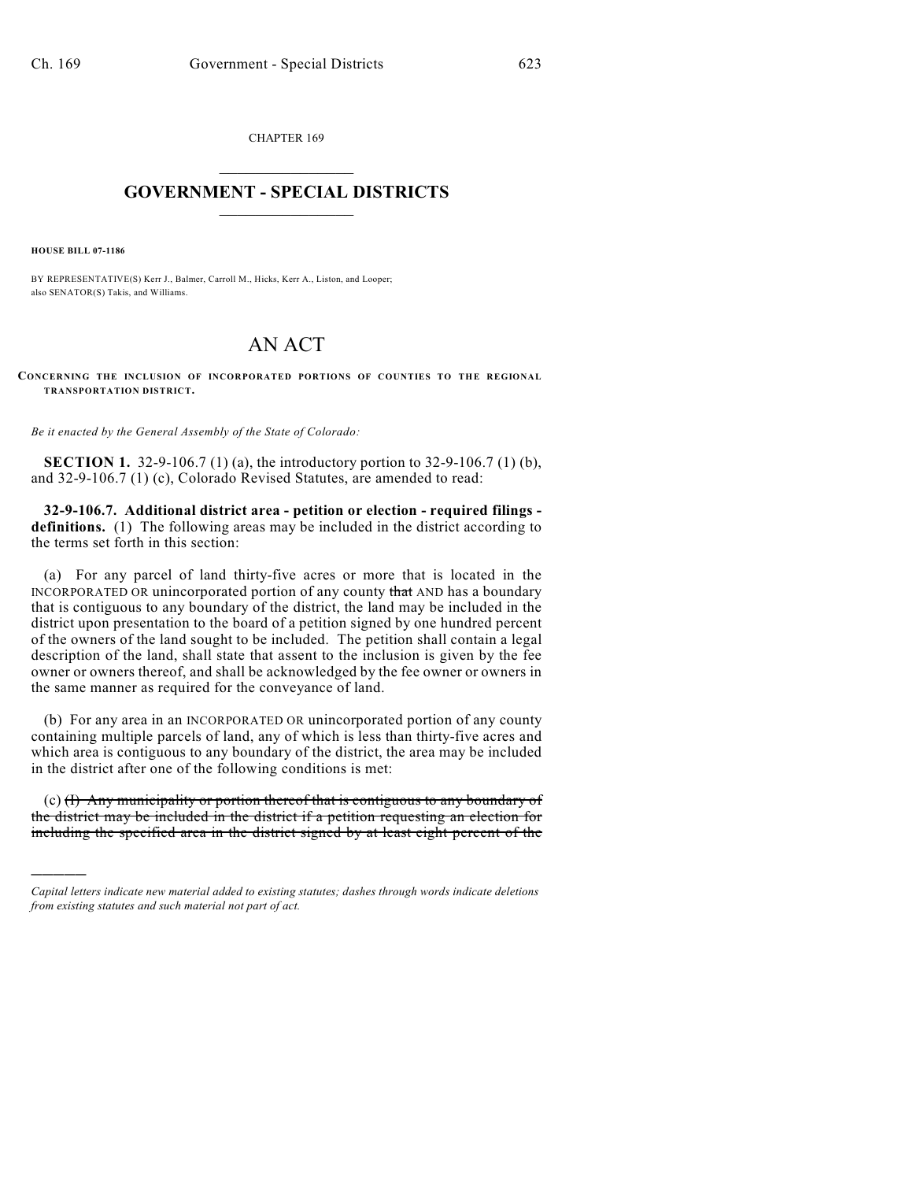CHAPTER 169

## GOVERNMENT - SPECIAL DISTRICTS

**HOUSE BILL 07-1186**

BY REPRESENTATIVE(S) Kerr J., Balmer, Carroll M., Hicks, Kerr A., Liston, and Looper; also SENATOR(S) Takis, and Williams.

# AN ACT

**CONCERNING THE INCLUSION OF INCORPORATED PORTIONS OF COUNTIES TO THE REGIONAL TRANSPORTATION DISTRICT.**

*Be it enacted by the General Assembly of the State of Colorado:*

**SECTION 1.** 32-9-106.7 (1) (a), the introductory portion to 32-9-106.7 (1) (b), and 32-9-106.7 (1) (c), Colorado Revised Statutes, are amended to read:

**32-9-106.7. Additional district area - petition or election - required filings - definitions.** (1) The following areas may be included in the district according to the terms set forth in this section:

(a) For any parcel of land thirty-five acres or more that is located in the INCORPORATED OR unincorporated portion of any county ~~that~~ AND has a boundary that is contiguous to any boundary of the district, the land may be included in the district upon presentation to the board of a petition signed by one hundred percent of the owners of the land sought to be included. The petition shall contain a legal description of the land, shall state that assent to the inclusion is given by the fee owner or owners thereof, and shall be acknowledged by the fee owner or owners in the same manner as required for the conveyance of land.

(b) For any area in an INCORPORATED OR unincorporated portion of any county containing multiple parcels of land, any of which is less than thirty-five acres and which area is contiguous to any boundary of the district, the area may be included in the district after one of the following conditions is met:

(c) ~~(I) Any municipality or portion thereof that is contiguous to any boundary of the district may be included in the district if a petition requesting an election for including the specified area in the district signed by at least eight percent of the~~

*Capital letters indicate new material added to existing statutes; dashes through words indicate deletions from existing statutes and such material not part of act.*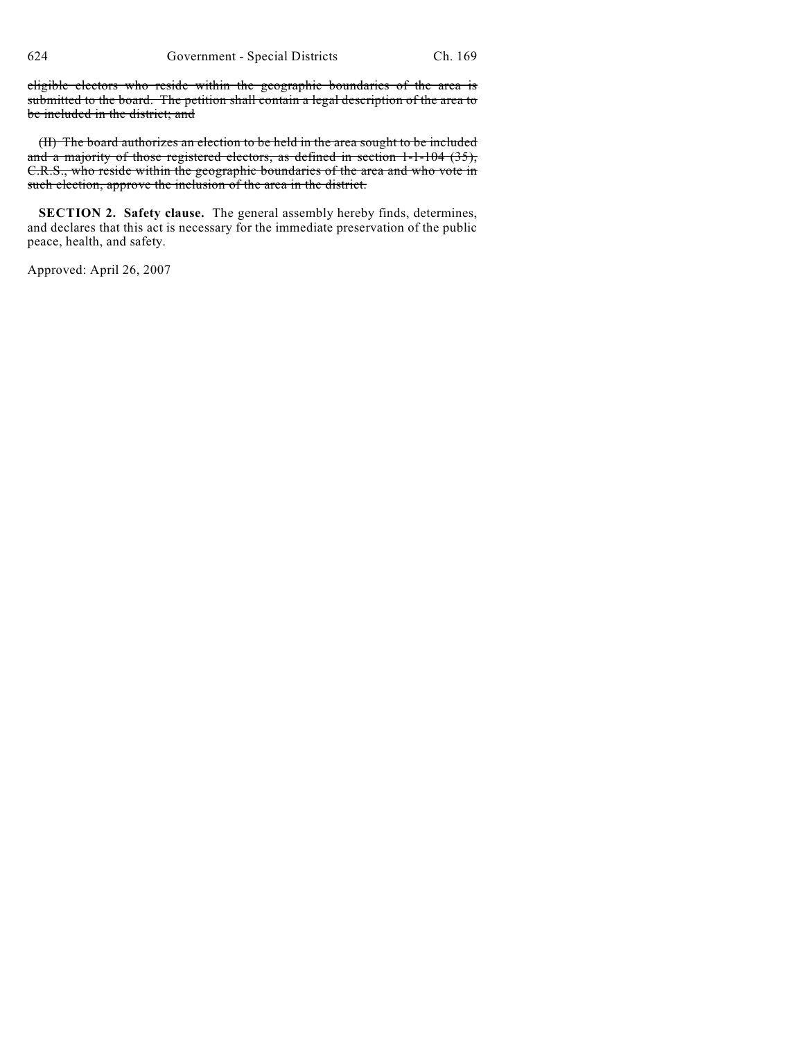~~eligible electors who reside within the geographic boundaries of the area is submitted to the board. The petition shall contain a legal description of the area to be included in the district; and~~

~~(II) The board authorizes an election to be held in the area sought to be included and a majority of those registered electors, as defined in section 1-1-104 (35), C.R.S., who reside within the geographic boundaries of the area and who vote in such election, approve the inclusion of the area in the district.~~

**SECTION 2. Safety clause.** The general assembly hereby finds, determines, and declares that this act is necessary for the immediate preservation of the public peace, health, and safety.

Approved: April 26, 2007